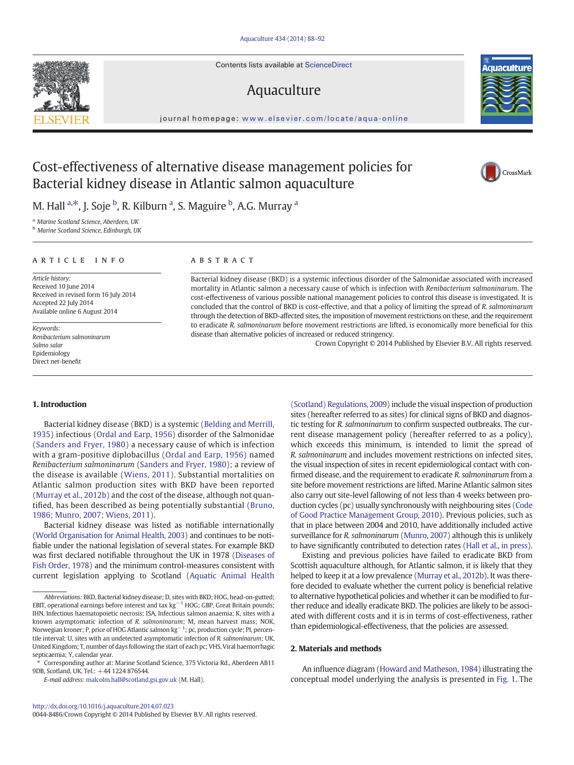Contents lists available at ScienceDirect

Aquaculture

journal homepage: www.elsevier.com/locate/aqua-online

# Cost-effectiveness of alternative disease management policies for Bacterial kidney disease in Atlantic salmon aquaculture

M. Hall [a,*], J. Soje [b], R. Kilburn [a], S. Maguire [b], A.G. Murray [a]

[a] Marine Scotland Science, Aberdeen, UK
[b] Marine Scotland Science, Edinburgh, UK

## ARTICLE INFO

*Article history:*
Received 10 June 2014
Received in revised form 16 July 2014
Accepted 22 July 2014
Available online 6 August 2014

*Keywords:*
*Renibacterium salmoninarum*
*Salmo salar*
Epidemiology
Direct net-benefit

## ABSTRACT

Bacterial kidney disease (BKD) is a systemic infectious disorder of the Salmonidae associated with increased mortality in Atlantic salmon a necessary cause of which is infection with *Renibacterium salmoninarum*. The cost-effectiveness of various possible national management policies to control this disease is investigated. It is concluded that the control of BKD is cost-effective, and that a policy of limiting the spread of *R. salmoninarum* through the detection of BKD-affected sites, the imposition of movement restrictions on these, and the requirement to eradicate *R. salmoninarum* before movement restrictions are lifted, is economically more beneficial for this disease than alternative policies of increased or reduced stringency.

Crown Copyright © 2014 Published by Elsevier B.V. All rights reserved.

## 1. Introduction

Bacterial kidney disease (BKD) is a systemic (Belding and Merrill, 1935) infectious (Ordal and Earp, 1956) disorder of the Salmonidae (Sanders and Fryer, 1980) a necessary cause of which is infection with a gram-positive diplobacillus (Ordal and Earp, 1956) named *Renibacterium salmoninarum* (Sanders and Fryer, 1980); a review of the disease is available (Wiens, 2011). Substantial mortalities on Atlantic salmon production sites with BKD have been reported (Murray et al., 2012b) and the cost of the disease, although not quantified, has been described as being potentially substantial (Bruno, 1986; Munro, 2007; Wiens, 2011).

Bacterial kidney disease was listed as notifiable internationally (World Organisation for Animal Health, 2003) and continues to be notifiable under the national legislation of several states. For example BKD was first declared notifiable throughout the UK in 1978 (Diseases of Fish Order, 1978) and the minimum control-measures consistent with current legislation applying to Scotland (Aquatic Animal Health (Scotland) Regulations, 2009) include the visual inspection of production sites (hereafter referred to as sites) for clinical signs of BKD and diagnostic testing for *R. salmoninarum* to confirm suspected outbreaks. The current disease management policy (hereafter referred to as a policy), which exceeds this minimum, is intended to limit the spread of *R. salmoninarum* and includes movement restrictions on infected sites, the visual inspection of sites in recent epidemiological contact with confirmed disease, and the requirement to eradicate *R. salmoninarum* from a site before movement restrictions are lifted. Marine Atlantic salmon sites also carry out site-level fallowing of not less than 4 weeks between production cycles (pc) usually synchronously with neighbouring sites (Code of Good Practice Management Group, 2010). Previous policies, such as that in place between 2004 and 2010, have additionally included active surveillance for *R. salmoninarum* (Munro, 2007) although this is unlikely to have significantly contributed to detection rates (Hall et al., in press).

Existing and previous policies have failed to eradicate BKD from Scottish aquaculture although, for Atlantic salmon, it is likely that they helped to keep it at a low prevalence (Murray et al., 2012b). It was therefore decided to evaluate whether the current policy is beneficial relative to alternative hypothetical policies and whether it can be modified to further reduce and ideally eradicate BKD. The policies are likely to be associated with different costs and it is in terms of cost-effectiveness, rather than epidemiological-effectiveness, that the policies are assessed.

## 2. Materials and methods

An influence diagram (Howard and Matheson, 1984) illustrating the conceptual model underlying the analysis is presented in Fig. 1. The

*Abbreviations:* BKD, Bacterial kidney disease; D, sites with BKD; HOG, head-on-gutted; EBIT, operational earnings before interest and tax $kg^{-1}$ HOG; GBP, Great Britain pounds; IHN, Infectious haematopoietic necrosis; ISA, Infectious salmon anaemia; K, sites with a known asymptomatic infection of *R. salmoninarum*; M, mean harvest mass; NOK, Norwegian kroner; P, price of HOG Atlantic salmon $kg^{-1}$; pc, production cycle; PI, percentile interval; U, sites with an undetected asymptomatic infection of *R. salmoninarum*; UK, United Kingdom; T, number of days following the start of each pc; VHS, Viral haemorrhagic septicaemia; Y, calendar year.

\* Corresponding author at: Marine Scotland Science, 375 Victoria Rd., Aberdeen AB11 9DB, Scotland, UK. Tel.: +44 1224 876544.
*E-mail address:* malcolm.hall@scotland.gsi.gov.uk (M. Hall).

http://dx.doi.org/10.1016/j.aquaculture.2014.07.023
0044-8486/Crown Copyright © 2014 Published by Elsevier B.V. All rights reserved.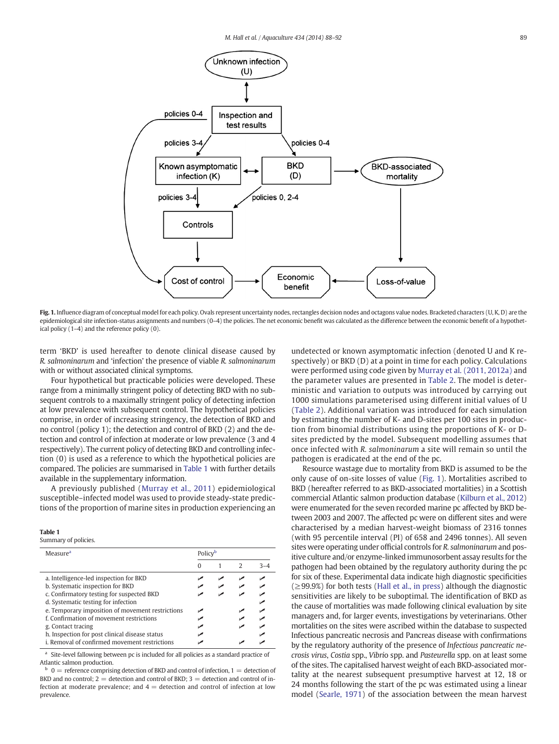**Fig. 1.** Influence diagram of conceptual model for each policy. Ovals represent uncertainty nodes, rectangles decision nodes and octagons value nodes. Bracketed characters (U, K, D) are the epidemiological site infection-status assignments and numbers (0–4) the policies. The net economic benefit was calculated as the difference between the economic benefit of a hypothetical policy (1–4) and the reference policy (0).

term 'BKD' is used hereafter to denote clinical disease caused by *R. salmoninarum* and 'infection' the presence of viable *R. salmoninarum* with or without associated clinical symptoms.

Four hypothetical but practicable policies were developed. These range from a minimally stringent policy of detecting BKD with no subsequent controls to a maximally stringent policy of detecting infection at low prevalence with subsequent control. The hypothetical policies comprise, in order of increasing stringency, the detection of BKD and no control (policy 1); the detection and control of BKD (2) and the detection and control of infection at moderate or low prevalence (3 and 4 respectively). The current policy of detecting BKD and controlling infection (0) is used as a reference to which the hypothetical policies are compared. The policies are summarised in Table 1 with further details available in the supplementary information.

A previously published (Murray et al., 2011) epidemiological susceptible–infected model was used to provide steady-state predictions of the proportion of marine sites in production experiencing an undetected or known asymptomatic infection (denoted U and K respectively) or BKD (D) at a point in time for each policy. Calculations were performed using code given by Murray et al. (2011, 2012a) and the parameter values are presented in Table 2. The model is deterministic and variation to outputs was introduced by carrying out 1000 simulations parameterised using different initial values of U (Table 2). Additional variation was introduced for each simulation by estimating the number of K- and D-sites per 100 sites in production from binomial distributions using the proportions of K- or D-sites predicted by the model. Subsequent modelling assumes that once infected with *R. salmoninarum* a site will remain so until the pathogen is eradicated at the end of the pc.

**Table 1**
Summary of policies.

| Measure[a] | Policy[b] | | | |
|---|---|---|---|---|
| | 0 | 1 | 2 | 3–4 |
| a. Intelligence-led inspection for BKD | ✓ | ✓ | ✓ | ✓ |
| b. Systematic inspection for BKD | ✓ | ✓ | ✓ | ✓ |
| c. Confirmatory testing for suspected BKD | ✓ | ✓ | ✓ | ✓ |
| d. Systematic testing for infection | | | | ✓ |
| e. Temporary imposition of movement restrictions | ✓ | | ✓ | ✓ |
| f. Confirmation of movement restrictions | ✓ | | ✓ | ✓ |
| g. Contact tracing | ✓ | | ✓ | ✓ |
| h. Inspection for post clinical disease status | ✓ | | | ✓ |
| i. Removal of confirmed movement restrictions | ✓ | | ✓ | ✓ |

[a] Site-level fallowing between pc is included for all policies as a standard practice of Atlantic salmon production.
[b] 0 = reference comprising detection of BKD and control of infection, 1 = detection of BKD and no control; 2 = detection and control of BKD; 3 = detection and control of infection at moderate prevalence; and 4 = detection and control of infection at low prevalence.

Resource wastage due to mortality from BKD is assumed to be the only cause of on-site losses of value (Fig. 1). Mortalities ascribed to BKD (hereafter referred to as BKD-associated mortalities) in a Scottish commercial Atlantic salmon production database (Kilburn et al., 2012) were enumerated for the seven recorded marine pc affected by BKD between 2003 and 2007. The affected pc were on different sites and were characterised by a median harvest-weight biomass of 2316 tonnes (with 95 percentile interval (PI) of 658 and 2496 tonnes). All seven sites were operating under official controls for *R. salmoninarum* and positive culture and/or enzyme-linked immunosorbent assay results for the pathogen had been obtained by the regulatory authority during the pc for six of these. Experimental data indicate high diagnostic specificities ($\geq$99.9%) for both tests (Hall et al., in press) although the diagnostic sensitivities are likely to be suboptimal. The identification of BKD as the cause of mortalities was made following clinical evaluation by site managers and, for larger events, investigations by veterinarians. Other mortalities on the sites were ascribed within the database to suspected Infectious pancreatic necrosis and Pancreas disease with confirmations by the regulatory authority of the presence of *Infectious pancreatic necrosis virus*, *Costia* spp., *Vibrio* spp. and *Pasteurella* spp. on at least some of the sites. The capitalised harvest weight of each BKD-associated mortality at the nearest subsequent presumptive harvest at 12, 18 or 24 months following the start of the pc was estimated using a linear model (Searle, 1971) of the association between the mean harvest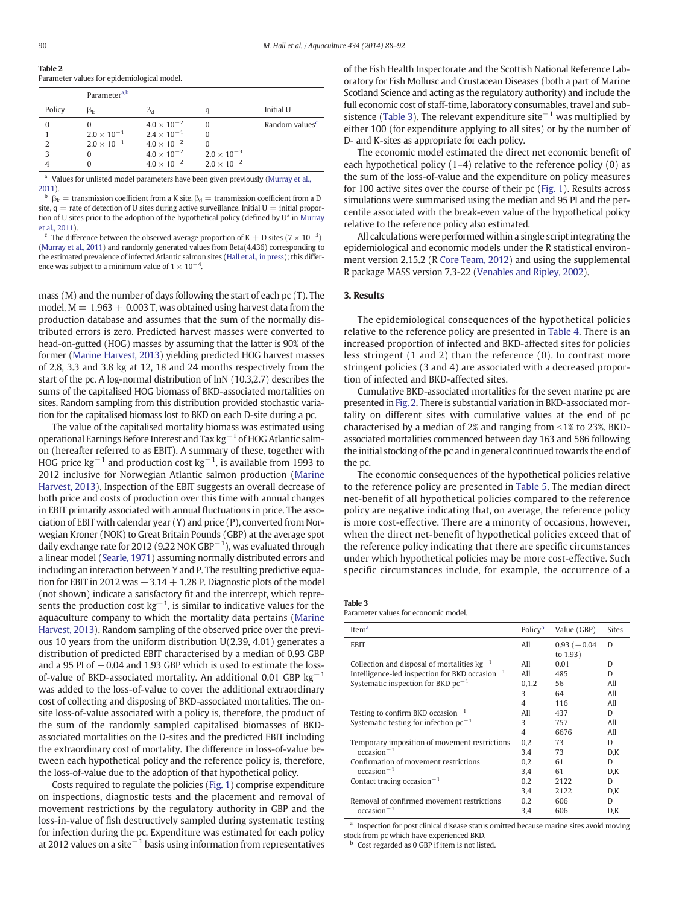**Table 2**
Parameter values for epidemiological model.

| Policy | Parameter[a,b] | | | |
|---|---|---|---|---|
| | $\beta_k$ | $\beta_d$ | q | Initial U |
| 0 | 0 | $4.0 \times 10^{-2}$ | 0 | Random values[c] |
| 1 | $2.0 \times 10^{-1}$ | $2.4 \times 10^{-1}$ | 0 | |
| 2 | $2.0 \times 10^{-1}$ | $4.0 \times 10^{-2}$ | 0 | |
| 3 | 0 | $4.0 \times 10^{-2}$ | $2.0 \times 10^{-3}$ | |
| 4 | 0 | $4.0 \times 10^{-2}$ | $2.0 \times 10^{-2}$ | |

[a] Values for unlisted model parameters have been given previously (Murray et al., 2011).

[b] $\beta_k$ = transmission coefficient from a K site, $\beta_d$ = transmission coefficient from a D site, q = rate of detection of U sites during active surveillance. Initial U = initial proportion of U sites prior to the adoption of the hypothetical policy (defined by U* in Murray et al., 2011).

[c] The difference between the observed average proportion of K + D sites ($7 \times 10^{-3}$) (Murray et al., 2011) and randomly generated values from Beta(4,436) corresponding to the estimated prevalence of infected Atlantic salmon sites (Hall et al., in press); this difference was subject to a minimum value of $1 \times 10^{-4}$.

mass (M) and the number of days following the start of each pc (T). The model, M = 1.963 + 0.003 T, was obtained using harvest data from the production database and assumes that the sum of the normally distributed errors is zero. Predicted harvest masses were converted to head-on-gutted (HOG) masses by assuming that the latter is 90% of the former (Marine Harvest, 2013) yielding predicted HOG harvest masses of 2.8, 3.3 and 3.8 kg at 12, 18 and 24 months respectively from the start of the pc. A log-normal distribution of lnN (10.3,2.7) describes the sums of the capitalised HOG biomass of BKD-associated mortalities on sites. Random sampling from this distribution provided stochastic variation for the capitalised biomass lost to BKD on each D-site during a pc.

The value of the capitalised mortality biomass was estimated using operational Earnings Before Interest and Tax $kg^{-1}$ of HOG Atlantic salmon (hereafter referred to as EBIT). A summary of these, together with HOG price $kg^{-1}$ and production cost $kg^{-1}$, is available from 1993 to 2012 inclusive for Norwegian Atlantic salmon production (Marine Harvest, 2013). Inspection of the EBIT suggests an overall decrease of both price and costs of production over this time with annual changes in EBIT primarily associated with annual fluctuations in price. The association of EBIT with calendar year (Y) and price (P), converted from Norwegian Kroner (NOK) to Great Britain Pounds (GBP) at the average spot daily exchange rate for 2012 (9.22 NOK $GBP^{-1}$), was evaluated through a linear model (Searle, 1971) assuming normally distributed errors and including an interaction between Y and P. The resulting predictive equation for EBIT in 2012 was −3.14 + 1.28 P. Diagnostic plots of the model (not shown) indicate a satisfactory fit and the intercept, which represents the production cost $kg^{-1}$, is similar to indicative values for the aquaculture company to which the mortality data pertains (Marine Harvest, 2013). Random sampling of the observed price over the previous 10 years from the uniform distribution U(2.39, 4.01) generates a distribution of predicted EBIT characterised by a median of 0.93 GBP and a 95 PI of −0.04 and 1.93 GBP which is used to estimate the loss-of-value of BKD-associated mortality. An additional 0.01 GBP $kg^{-1}$ was added to the loss-of-value to cover the additional extraordinary cost of collecting and disposing of BKD-associated mortalities. The on-site loss-of-value associated with a policy is, therefore, the product of the sum of the randomly sampled capitalised biomasses of BKD-associated mortalities on the D-sites and the predicted EBIT including the extraordinary cost of mortality. The difference in loss-of-value between each hypothetical policy and the reference policy is, therefore, the loss-of-value due to the adoption of that hypothetical policy.

Costs required to regulate the policies (Fig. 1) comprise expenditure on inspections, diagnostic tests and the placement and removal of movement restrictions by the regulatory authority in GBP and the loss-in-value of fish destructively sampled during systematic testing for infection during the pc. Expenditure was estimated for each policy at 2012 values on a $site^{-1}$ basis using information from representatives of the Fish Health Inspectorate and the Scottish National Reference Laboratory for Fish Mollusc and Crustacean Diseases (both a part of Marine Scotland Science and acting as the regulatory authority) and include the full economic cost of staff-time, laboratory consumables, travel and subsistence (Table 3). The relevant expenditure $site^{-1}$ was multiplied by either 100 (for expenditure applying to all sites) or by the number of D- and K-sites as appropriate for each policy.

The economic model estimated the direct net economic benefit of each hypothetical policy (1–4) relative to the reference policy (0) as the sum of the loss-of-value and the expenditure on policy measures for 100 active sites over the course of their pc (Fig. 1). Results across simulations were summarised using the median and 95 PI and the percentile associated with the break-even value of the hypothetical policy relative to the reference policy also estimated.

All calculations were performed within a single script integrating the epidemiological and economic models under the R statistical environment version 2.15.2 (R Core Team, 2012) and using the supplemental R package MASS version 7.3-22 (Venables and Ripley, 2002).

## 3. Results

The epidemiological consequences of the hypothetical policies relative to the reference policy are presented in Table 4. There is an increased proportion of infected and BKD-affected sites for policies less stringent (1 and 2) than the reference (0). In contrast more stringent policies (3 and 4) are associated with a decreased proportion of infected and BKD-affected sites.

Cumulative BKD-associated mortalities for the seven marine pc are presented in Fig. 2. There is substantial variation in BKD-associated mortality on different sites with cumulative values at the end of pc characterised by a median of 2% and ranging from <1% to 23%. BKD-associated mortalities commenced between day 163 and 586 following the initial stocking of the pc and in general continued towards the end of the pc.

The economic consequences of the hypothetical policies relative to the reference policy are presented in Table 5. The median direct net-benefit of all hypothetical policies compared to the reference policy are negative indicating that, on average, the reference policy is more cost-effective. There are a minority of occasions, however, when the direct net-benefit of hypothetical policies exceed that of the reference policy indicating that there are specific circumstances under which hypothetical policies may be more cost-effective. Such specific circumstances include, for example, the occurrence of a

**Table 3**
Parameter values for economic model.

| Item[a] | Policy[b] | Value (GBP) | Sites |
|---|---|---|---|
| EBIT | All | 0.93 (−0.04 to 1.93) | D |
| Collection and disposal of mortalities $kg^{-1}$ | All | 0.01 | D |
| Intelligence-led inspection for BKD $occasion^{-1}$ | All | 485 | D |
| Systematic inspection for BKD $pc^{-1}$ | 0,1,2 | 56 | All |
| | 3 | 64 | All |
| | 4 | 116 | All |
| Testing to confirm BKD $occasion^{-1}$ | All | 437 | D |
| Systematic testing for infection $pc^{-1}$ | 3 | 757 | All |
| | 4 | 6676 | All |
| Temporary imposition of movement restrictions $occasion^{-1}$ | 0,2 | 73 | D |
| | 3,4 | 73 | D,K |
| Confirmation of movement restrictions $occasion^{-1}$ | 0,2 | 61 | D |
| | 3,4 | 61 | D,K |
| Contact tracing $occasion^{-1}$ | 0,2 | 2122 | D |
| | 3,4 | 2122 | D,K |
| Removal of confirmed movement restrictions $occasion^{-1}$ | 0,2 | 606 | D |
| | 3,4 | 606 | D,K |

[a] Inspection for post clinical disease status omitted because marine sites avoid moving stock from pc which have experienced BKD.

[b] Cost regarded as 0 GBP if item is not listed.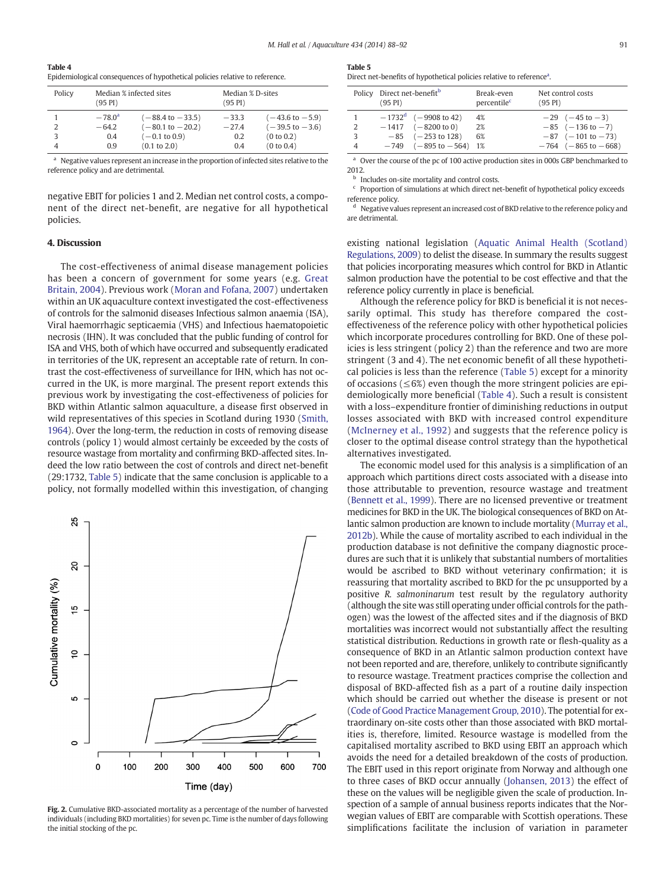**Table 4**
Epidemiological consequences of hypothetical policies relative to reference.

| Policy | Median % infected sites (95 PI) | | Median % D-sites (95 PI) | |
|---|---|---|---|---|
| 1 | −78.0[a] | (−88.4 to −33.5) | −33.3 | (−43.6 to −5.9) |
| 2 | −64.2 | (−80.1 to −20.2) | −27.4 | (−39.5 to −3.6) |
| 3 | 0.4 | (−0.1 to 0.9) | 0.2 | (0 to 0.2) |
| 4 | 0.9 | (0.1 to 2.0) | 0.4 | (0 to 0.4) |

[a] Negative values represent an increase in the proportion of infected sites relative to the reference policy and are detrimental.

negative EBIT for policies 1 and 2. Median net control costs, a component of the direct net-benefit, are negative for all hypothetical policies.

## 4. Discussion

The cost-effectiveness of animal disease management policies has been a concern of government for some years (e.g. Great Britain, 2004). Previous work (Moran and Fofana, 2007) undertaken within an UK aquaculture context investigated the cost-effectiveness of controls for the salmonid diseases Infectious salmon anaemia (ISA), Viral haemorrhagic septicaemia (VHS) and Infectious haematopoietic necrosis (IHN). It was concluded that the public funding of control for ISA and VHS, both of which have occurred and subsequently eradicated in territories of the UK, represent an acceptable rate of return. In contrast the cost-effectiveness of surveillance for IHN, which has not occurred in the UK, is more marginal. The present report extends this previous work by investigating the cost-effectiveness of policies for BKD within Atlantic salmon aquaculture, a disease first observed in wild representatives of this species in Scotland during 1930 (Smith, 1964). Over the long-term, the reduction in costs of removing disease controls (policy 1) would almost certainly be exceeded by the costs of resource wastage from mortality and confirming BKD-affected sites. Indeed the low ratio between the cost of controls and direct net-benefit (29:1732, Table 5) indicate that the same conclusion is applicable to a policy, not formally modelled within this investigation, of changing

Fig. 2. Cumulative BKD-associated mortality as a percentage of the number of harvested individuals (including BKD mortalities) for seven pc. Time is the number of days following the initial stocking of the pc.

**Table 5**
Direct net-benefits of hypothetical policies relative to reference[a].

| Policy | Direct net-benefit[b] (95 PI) | | Break-even percentile[c] | Net control costs (95 PI) | |
|---|---|---|---|---|---|
| 1 | −1732[d] | (−9908 to 42) | 4% | −29 | (−45 to −3) |
| 2 | −1417 | (−8200 to 0) | 2% | −85 | (−136 to −7) |
| 3 | −85 | (−253 to 128) | 6% | −87 | (−101 to −73) |
| 4 | −749 | (−895 to −564) | 1% | −764 | (−865 to −668) |

[a] Over the course of the pc of 100 active production sites in 000s GBP benchmarked to 2012.
[b] Includes on-site mortality and control costs.
[c] Proportion of simulations at which direct net-benefit of hypothetical policy exceeds reference policy.
[d] Negative values represent an increased cost of BKD relative to the reference policy and are detrimental.

existing national legislation (Aquatic Animal Health (Scotland) Regulations, 2009) to delist the disease. In summary the results suggest that policies incorporating measures which control for BKD in Atlantic salmon production have the potential to be cost effective and that the reference policy currently in place is beneficial.

Although the reference policy for BKD is beneficial it is not necessarily optimal. This study has therefore compared the cost-effectiveness of the reference policy with other hypothetical policies which incorporate procedures controlling for BKD. One of these policies is less stringent (policy 2) than the reference and two are more stringent (3 and 4). The net economic benefit of all these hypothetical policies is less than the reference (Table 5) except for a minority of occasions (≤6%) even though the more stringent policies are epidemiologically more beneficial (Table 4). Such a result is consistent with a loss–expenditure frontier of diminishing reductions in output losses associated with BKD with increased control expenditure (McInerney et al., 1992) and suggests that the reference policy is closer to the optimal disease control strategy than the hypothetical alternatives investigated.

The economic model used for this analysis is a simplification of an approach which partitions direct costs associated with a disease into those attributable to prevention, resource wastage and treatment (Bennett et al., 1999). There are no licensed preventive or treatment medicines for BKD in the UK. The biological consequences of BKD on Atlantic salmon production are known to include mortality (Murray et al., 2012b). While the cause of mortality ascribed to each individual in the production database is not definitive the company diagnostic procedures are such that it is unlikely that substantial numbers of mortalities would be ascribed to BKD without veterinary confirmation; it is reassuring that mortality ascribed to BKD for the pc unsupported by a positive *R. salmoninarum* test result by the regulatory authority (although the site was still operating under official controls for the pathogen) was the lowest of the affected sites and if the diagnosis of BKD mortalities was incorrect would not substantially affect the resulting statistical distribution. Reductions in growth rate or flesh-quality as a consequence of BKD in an Atlantic salmon production context have not been reported and are, therefore, unlikely to contribute significantly to resource wastage. Treatment practices comprise the collection and disposal of BKD-affected fish as a part of a routine daily inspection which should be carried out whether the disease is present or not (Code of Good Practice Management Group, 2010). The potential for extraordinary on-site costs other than those associated with BKD mortalities is, therefore, limited. Resource wastage is modelled from the capitalised mortality ascribed to BKD using EBIT an approach which avoids the need for a detailed breakdown of the costs of production. The EBIT used in this report originate from Norway and although one to three cases of BKD occur annually (Johansen, 2013) the effect of these on the values will be negligible given the scale of production. Inspection of a sample of annual business reports indicates that the Norwegian values of EBIT are comparable with Scottish operations. These simplifications facilitate the inclusion of variation in parameter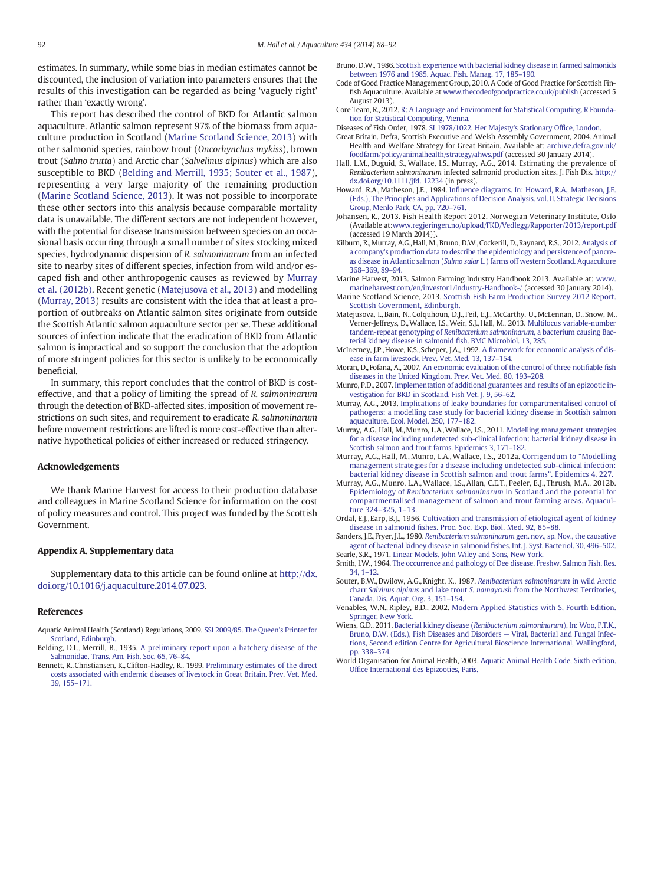estimates. In summary, while some bias in median estimates cannot be discounted, the inclusion of variation into parameters ensures that the results of this investigation can be regarded as being 'vaguely right' rather than 'exactly wrong'.

This report has described the control of BKD for Atlantic salmon aquaculture. Atlantic salmon represent 97% of the biomass from aquaculture production in Scotland (Marine Scotland Science, 2013) with other salmonid species, rainbow trout (*Oncorhynchus mykiss*), brown trout (*Salmo trutta*) and Arctic char (*Salvelinus alpinus*) which are also susceptible to BKD (Belding and Merrill, 1935; Souter et al., 1987), representing a very large majority of the remaining production (Marine Scotland Science, 2013). It was not possible to incorporate these other sectors into this analysis because comparable mortality data is unavailable. The different sectors are not independent however, with the potential for disease transmission between species on an occasional basis occurring through a small number of sites stocking mixed species, hydrodynamic dispersion of *R. salmoninarum* from an infected site to nearby sites of different species, infection from wild and/or escaped fish and other anthropogenic causes as reviewed by Murray et al. (2012b). Recent genetic (Matejusova et al., 2013) and modelling (Murray, 2013) results are consistent with the idea that at least a proportion of outbreaks on Atlantic salmon sites originate from outside the Scottish Atlantic salmon aquaculture sector per se. These additional sources of infection indicate that the eradication of BKD from Atlantic salmon is impractical and so support the conclusion that the adoption of more stringent policies for this sector is unlikely to be economically beneficial.

In summary, this report concludes that the control of BKD is cost-effective, and that a policy of limiting the spread of *R. salmoninarum* through the detection of BKD-affected sites, imposition of movement restrictions on such sites, and requirement to eradicate *R. salmoninarum* before movement restrictions are lifted is more cost-effective than alternative hypothetical policies of either increased or reduced stringency.

## Acknowledgements

We thank Marine Harvest for access to their production database and colleagues in Marine Scotland Science for information on the cost of policy measures and control. This project was funded by the Scottish Government.

## Appendix A. Supplementary data

Supplementary data to this article can be found online at http://dx.doi.org/10.1016/j.aquaculture.2014.07.023.

## References

Aquatic Animal Health (Scotland) Regulations, 2009. SSI 2009/85. The Queen's Printer for Scotland, Edinburgh.

Belding, D.L., Merrill, B., 1935. A preliminary report upon a hatchery disease of the Salmonidae. Trans. Am. Fish. Soc. 65, 76–84.

Bennett, R., Christiansen, K., Clifton-Hadley, R., 1999. Preliminary estimates of the direct costs associated with endemic diseases of livestock in Great Britain. Prev. Vet. Med. 39, 155–171.

Bruno, D.W., 1986. Scottish experience with bacterial kidney disease in farmed salmonids between 1976 and 1985. Aquac. Fish. Manag. 17, 185–190.

Code of Good Practice Management Group, 2010. A Code of Good Practice for Scottish Finfish Aquaculture. Available at www.thecodeofgoodpractice.co.uk/publish (accessed 5 August 2013).

Core Team, R., 2012. R: A Language and Environment for Statistical Computing. R Foundation for Statistical Computing, Vienna.

Diseases of Fish Order, 1978. SI 1978/1022. Her Majesty's Stationary Office, London.

Great Britain. Defra, Scottish Executive and Welsh Assembly Government, 2004. Animal Health and Welfare Strategy for Great Britain. Available at: archive.defra.gov.uk/foodfarm/policy/animalhealth/strategy/ahws.pdf (accessed 30 January 2014).

Hall, L.M., Duguid, S., Wallace, I.S., Murray, A.G., 2014. Estimating the prevalence of *Renibacterium salmoninarum* infected salmonid production sites. J. Fish Dis. http://dx.doi.org/10.1111/jfd.12234 (in press).

Howard, R.A., Matheson, J.E., 1984. Influence diagrams. In: Howard, R.A., Matheson, J.E. (Eds.), The Principles and Applications of Decision Analysis. vol. II. Strategic Decisions Group, Menlo Park, CA, pp. 720–761.

Johansen, R., 2013. Fish Health Report 2012. Norwegian Veterinary Institute, Oslo (Available at:www.regjeringen.no/upload/FKD/Vedlegg/Rapporter/2013/report.pdf (accessed 19 March 2014)).

Kilburn, R., Murray, A.G., Hall, M., Bruno, D.W., Cockerill, D., Raynard, R.S., 2012. Analysis of a company's production data to describe the epidemiology and persistence of pancreas disease in Atlantic salmon (*Salmo salar* L.) farms off western Scotland. Aquaculture 368–369, 89–94.

Marine Harvest, 2013. Salmon Farming Industry Handbook 2013. Available at: www.marineharvest.com/en/investor1/Industry-Handbook-/ (accessed 30 January 2014).

Marine Scotland Science, 2013. Scottish Fish Farm Production Survey 2012 Report. Scottish Government, Edinburgh.

Matejusova, I., Bain, N., Colquhoun, D.J., Feil, E.J., McCarthy, U., McLennan, D., Snow, M., Verner-Jeffreys, D., Wallace, I.S., Weir, S.J., Hall, M., 2013. Multilocus variable-number tandem-repeat genotyping of *Renibacterium salmoninarum*, a bacterium causing Bacterial kidney disease in salmonid fish. BMC Microbiol. 13, 285.

McInerney, J.P., Howe, K.S., Scheper, J.A., 1992. A framework for economic analysis of disease in farm livestock. Prev. Vet. Med. 13, 137–154.

Moran, D., Fofana, A., 2007. An economic evaluation of the control of three notifiable fish diseases in the United Kingdom. Prev. Vet. Med. 80, 193–208.

Munro, P.D., 2007. Implementation of additional guarantees and results of an epizootic investigation for BKD in Scotland. Fish Vet. J. 9, 56–62.

Murray, A.G., 2013. Implications of leaky boundaries for compartmentalised control of pathogens: a modelling case study for bacterial kidney disease in Scottish salmon aquaculture. Ecol. Model. 250, 177–182.

Murray, A.G., Hall, M., Munro, L.A., Wallace, I.S., 2011. Modelling management strategies for a disease including undetected sub-clinical infection: bacterial kidney disease in Scottish salmon and trout farms. Epidemics 3, 171–182.

Murray, A.G., Hall, M., Munro, L.A., Wallace, I.S., 2012a. Corrigendum to "Modelling management strategies for a disease including undetected sub-clinical infection: bacterial kidney disease in Scottish salmon and trout farms". Epidemics 4, 227.

Murray, A.G., Munro, L.A., Wallace, I.S., Allan, C.E.T., Peeler, E.J., Thrush, M.A., 2012b. Epidemiology of *Renibacterium salmoninarum* in Scotland and the potential for compartmentalised management of salmon and trout farming areas. Aquaculture 324–325, 1–13.

Ordal, E.J., Earp, B.J., 1956. Cultivation and transmission of etiological agent of kidney disease in salmonid fishes. Proc. Soc. Exp. Biol. Med. 92, 85–88.

Sanders, J.E., Fryer, J.L., 1980. *Renibacterium salmoninarum* gen. nov., sp. Nov., the causative agent of bacterial kidney disease in salmonid fishes. Int. J. Syst. Bacteriol. 30, 496–502.

Searle, S.R., 1971. Linear Models. John Wiley and Sons, New York.

Smith, I.W., 1964. The occurrence and pathology of Dee disease. Freshw. Salmon Fish. Res. 34, 1–12.

Souter, B.W., Dwilow, A.G., Knight, K., 1987. *Renibacterium salmoninarum* in wild Arctic charr *Salvinus alpinus* and lake trout *S. namaycush* from the Northwest Territories, Canada. Dis. Aquat. Org. 3, 151–154.

Venables, W.N., Ripley, B.D., 2002. Modern Applied Statistics with S, Fourth Edition. Springer, New York.

Wiens, G.D., 2011. Bacterial kidney disease (*Renibacterium salmoninarum*), In: Woo, P.T.K., Bruno, D.W. (Eds.), Fish Diseases and Disorders — Viral, Bacterial and Fungal Infections, Second edition Centre for Agricultural Bioscience International, Wallingford, pp. 338–374.

World Organisation for Animal Health, 2003. Aquatic Animal Health Code, Sixth edition. Office International des Epizooties, Paris.